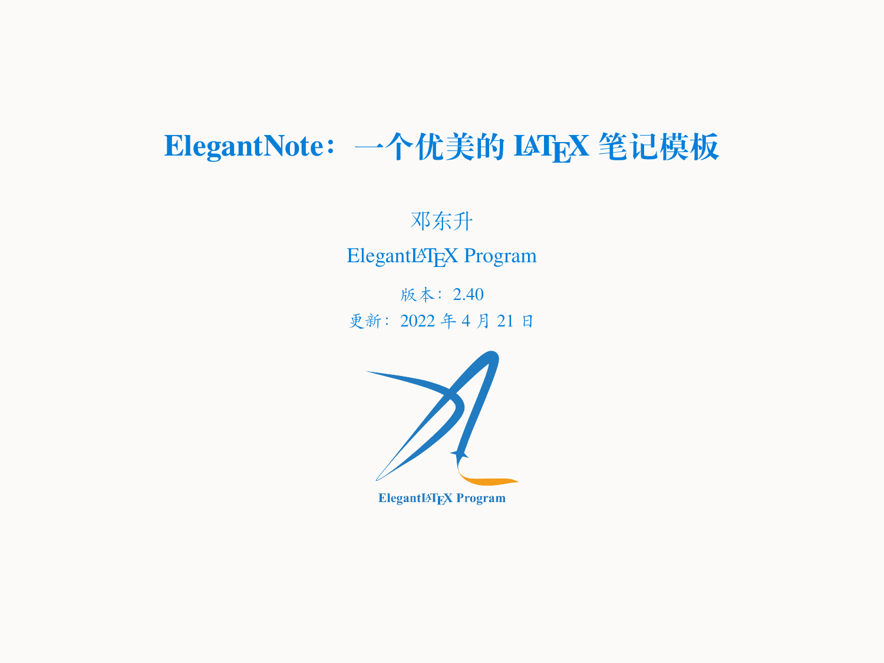# ElegantNote：一个优美的 LaTeX 笔记模板

邓东升

ElegantLaTeX Program

版本：2.40

更新：2022 年 4 月 21 日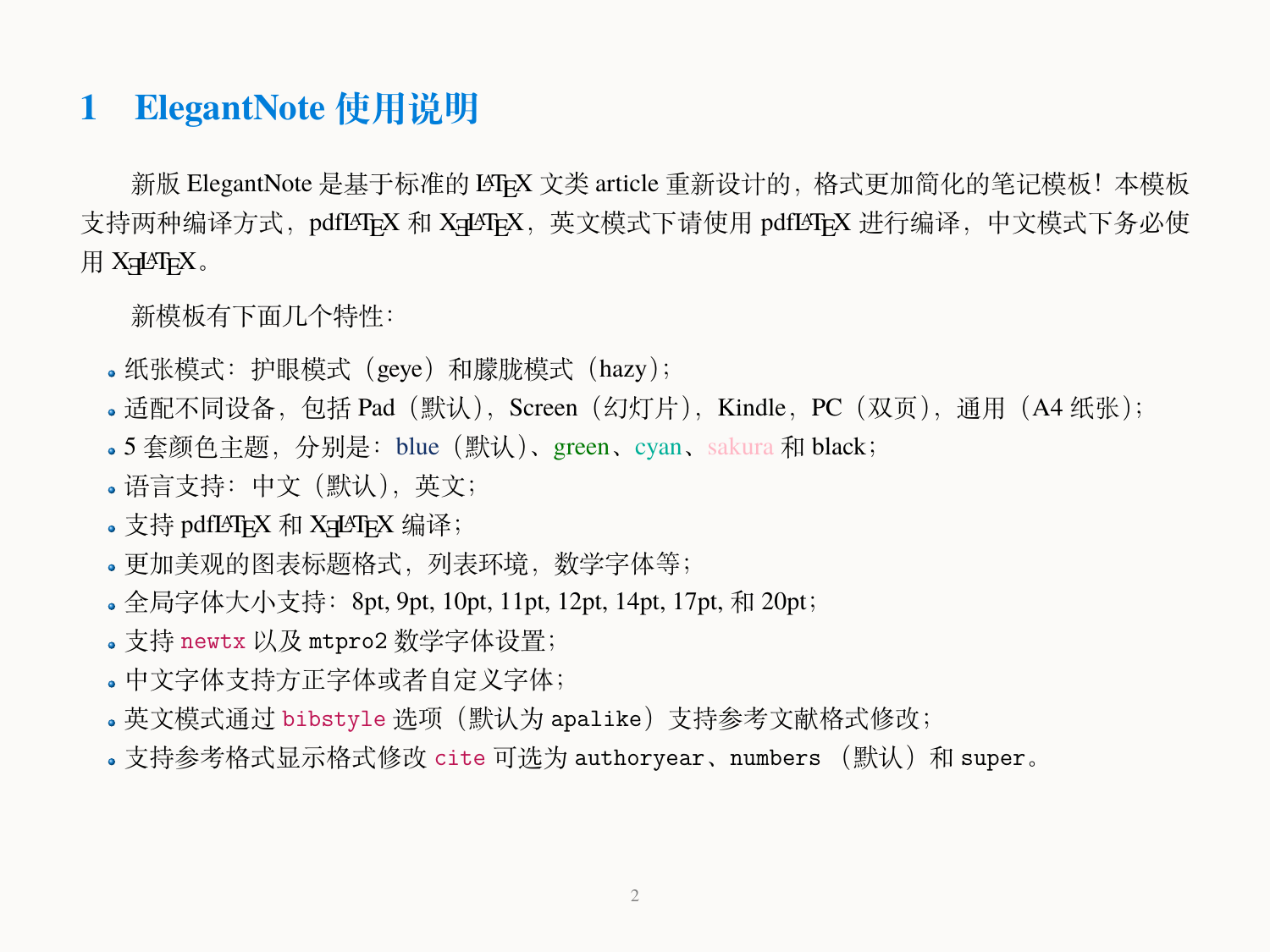# 1 ElegantNote 使用说明

新版 ElegantNote 是基于标准的 LaTeX 文类 article 重新设计的，格式更加简化的笔记模板！本模板支持两种编译方式，pdfLaTeX 和 XeLaTeX，英文模式下请使用 pdfLaTeX 进行编译，中文模式下务必使用 XeLaTeX。

新模板有下面几个特性：

- 纸张模式：护眼模式（geye）和朦胧模式（hazy）；
- 适配不同设备，包括 Pad（默认），Screen（幻灯片），Kindle，PC（双页），通用（A4 纸张）；
- 5 套颜色主题，分别是：blue（默认）、green、cyan、sakura 和 black；
- 语言支持：中文（默认），英文；
- 支持 pdfLaTeX 和 XeLaTeX 编译；
- 更加美观的图表标题格式，列表环境，数学字体等；
- 全局字体大小支持：8pt, 9pt, 10pt, 11pt, 12pt, 14pt, 17pt, 和 20pt；
- 支持 `newtx` 以及 `mtpro2` 数学字体设置；
- 中文字体支持方正字体或者自定义字体；
- 英文模式通过 `bibstyle` 选项（默认为 `apalike`）支持参考文献格式修改；
- 支持参考格式显示格式修改 `cite` 可选为 `authoryear`、`numbers` （默认）和 `super`。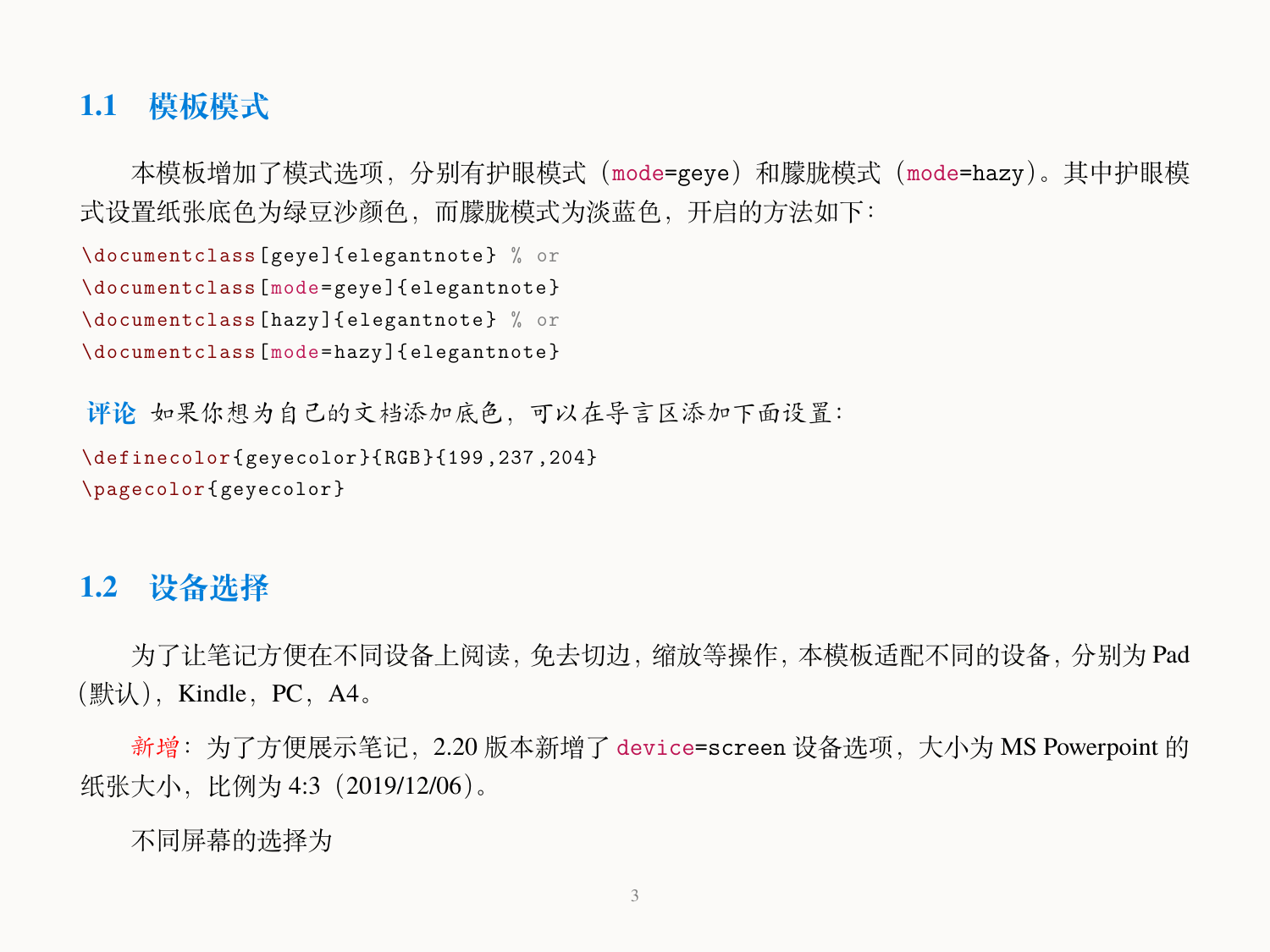## 1.1 模板模式

本模板增加了模式选项，分别有护眼模式（`mode=geye`）和朦胧模式（`mode=hazy`）。其中护眼模式设置纸张底色为绿豆沙颜色，而朦胧模式为淡蓝色，开启的方法如下：

```
\documentclass[geye]{elegantnote} % or
\documentclass[mode=geye]{elegantnote}
\documentclass[hazy]{elegantnote} % or
\documentclass[mode=hazy]{elegantnote}
```

**评论** 如果你想为自己的文档添加底色，可以在导言区添加下面设置：

```
\definecolor{geyecolor}{RGB}{199,237,204}
\pagecolor{geyecolor}
```

## 1.2 设备选择

为了让笔记方便在不同设备上阅读，免去切边，缩放等操作，本模板适配不同的设备，分别为 Pad（默认），Kindle，PC，A4。

新增：为了方便展示笔记，2.20 版本新增了 `device=screen` 设备选项，大小为 MS Powerpoint 的纸张大小，比例为 4:3（2019/12/06）。

不同屏幕的选择为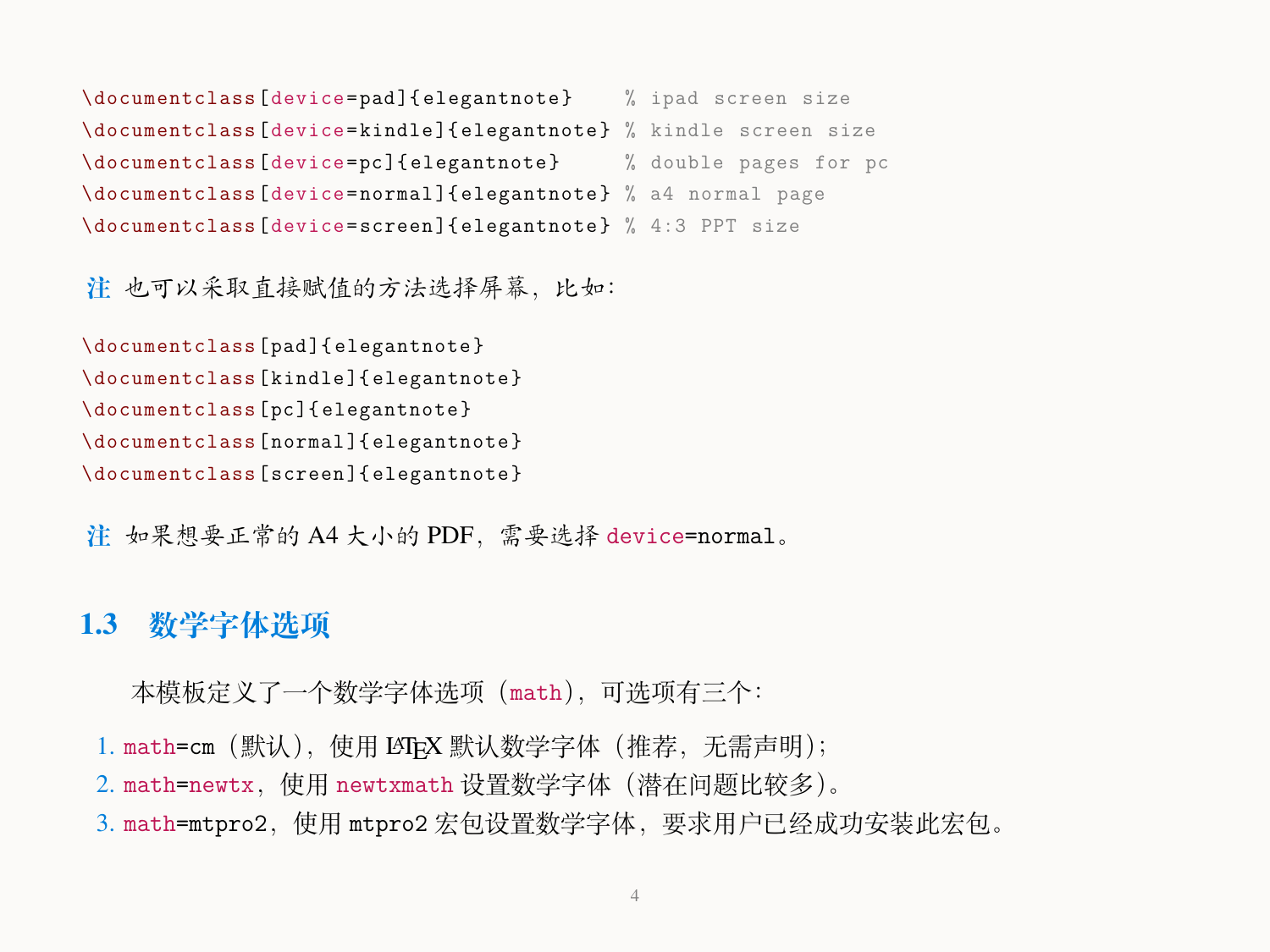```
\documentclass[device=pad]{elegantnote}    % ipad screen size
\documentclass[device=kindle]{elegantnote} % kindle screen size
\documentclass[device=pc]{elegantnote}     % double pages for pc
\documentclass[device=normal]{elegantnote} % a4 normal page
\documentclass[device=screen]{elegantnote} % 4:3 PPT size
```

**注** 也可以采取直接赋值的方法选择屏幕，比如：

```
\documentclass[pad]{elegantnote}
\documentclass[kindle]{elegantnote}
\documentclass[pc]{elegantnote}
\documentclass[normal]{elegantnote}
\documentclass[screen]{elegantnote}
```

**注** 如果想要正常的 A4 大小的 PDF，需要选择 `device=normal`。

## 1.3 数学字体选项

本模板定义了一个数学字体选项（`math`），可选项有三个：

1. `math=cm`（默认），使用 LaTeX 默认数学字体（推荐，无需声明）；
2. `math=newtx`，使用 `newtxmath` 设置数学字体（潜在问题比较多）。
3. `math=mtpro2`，使用 `mtpro2` 宏包设置数学字体，要求用户已经成功安装此宏包。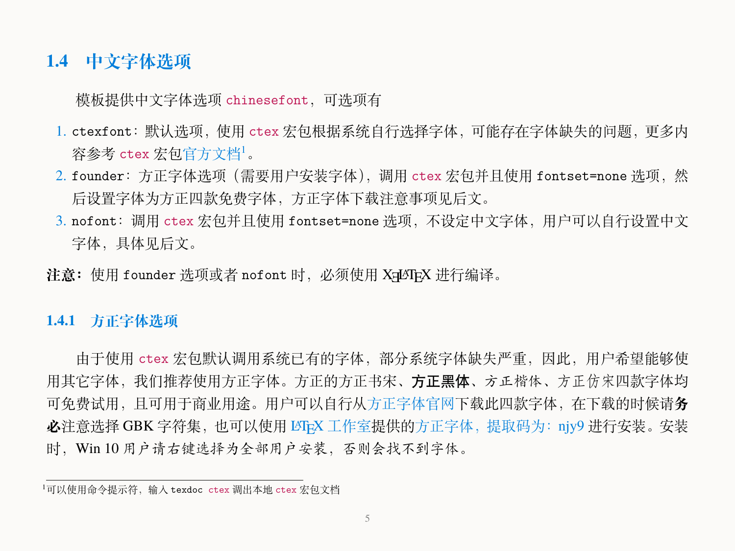## 1.4 中文字体选项

模板提供中文字体选项 `chinesefont`，可选项有

1. `ctexfont`：默认选项，使用 `ctex` 宏包根据系统自行选择字体，可能存在字体缺失的问题，更多内容参考 `ctex` 宏包官方文档[1]。
2. `founder`：方正字体选项（需要用户安装字体），调用 `ctex` 宏包并且使用 `fontset=none` 选项，然后设置字体为方正四款免费字体，方正字体下载注意事项见后文。
3. `nofont`：调用 `ctex` 宏包并且使用 `fontset=none` 选项，不设定中文字体，用户可以自行设置中文字体，具体见后文。

**注意：**使用 `founder` 选项或者 `nofont` 时，必须使用 XeLaTeX 进行编译。

### 1.4.1 方正字体选项

由于使用 `ctex` 宏包默认调用系统已有的字体，部分系统字体缺失严重，因此，用户希望能够使用其它字体，我们推荐使用方正字体。方正的方正书宋、**方正黑体**、方正楷体、方正仿宋四款字体均可免费试用，且可用于商业用途。用户可以自行从方正字体官网下载此四款字体，在下载的时候请**务必**注意选择 GBK 字符集，也可以使用 LaTeX 工作室提供的方正字体，提取码为：njy9 进行安装。安装时，Win 10 用户请右键选择为全部用户安装，否则会找不到字体。

[1] 可以使用命令提示符，输入 `texdoc ctex` 调出本地 `ctex` 宏包文档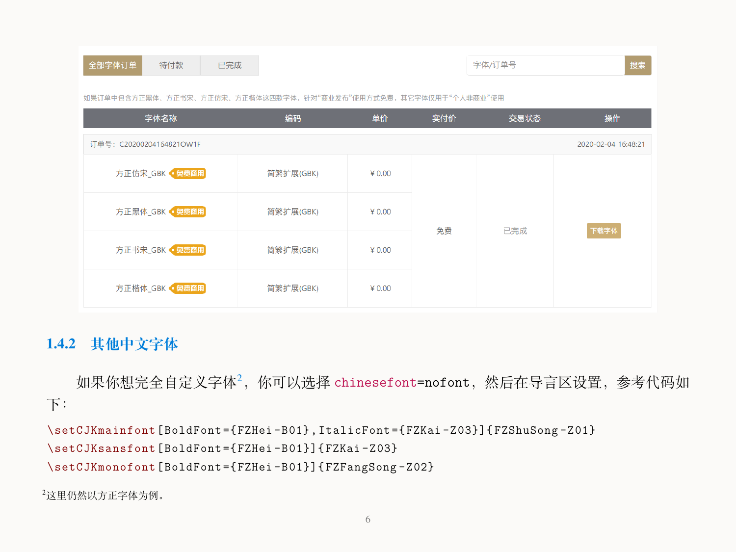| 全部字体订单 | 待付款 | 已完成 | 字体/订单号 | 搜索 |
|---|---|---|---|---|

如果订单中包含方正黑体、方正书宋、方正仿宋、方正楷体这四款字体，针对"商业发布"使用方式免费，其它字体仅用于"个人非商业"使用

| 字体名称 | 编码 | 单价 | 实付价 | 交易状态 | 操作 |
|---|---|---|---|---|---|
| 订单号：C20200204164821OW1F | | | | | 2020-02-04 16:48:21 |
| 方正仿宋_GBK 免费商用 | 简繁扩展(GBK) | ¥ 0.00 | 免费 | 已完成 | 下载字体 |
| 方正黑体_GBK 免费商用 | 简繁扩展(GBK) | ¥ 0.00 | | | |
| 方正书宋_GBK 免费商用 | 简繁扩展(GBK) | ¥ 0.00 | | | |
| 方正楷体_GBK 免费商用 | 简繁扩展(GBK) | ¥ 0.00 | | | |

### 1.4.2 其他中文字体

如果你想完全自定义字体[2]，你可以选择 chinesefont=nofont，然后在导言区设置，参考代码如下：

```
\setCJKmainfont[BoldFont={FZHei-B01},ItalicFont={FZKai-Z03}]{FZShuSong-Z01}
\setCJKsansfont[BoldFont={FZHei-B01}]{FZKai-Z03}
\setCJKmonofont[BoldFont={FZHei-B01}]{FZFangSong-Z02}
```

[2]这里仍然以方正字体为例。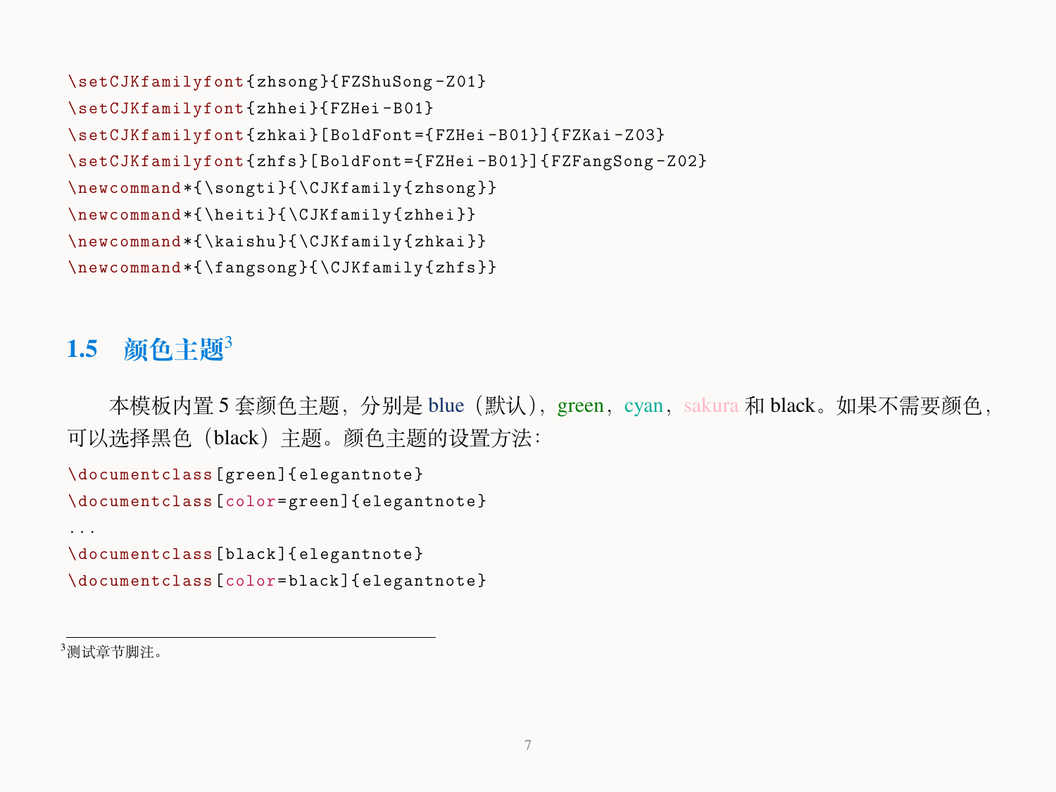```
\setCJKfamilyfont{zhsong}{FZShuSong-Z01}
\setCJKfamilyfont{zhhei}{FZHei-B01}
\setCJKfamilyfont{zhkai}[BoldFont={FZHei-B01}]{FZKai-Z03}
\setCJKfamilyfont{zhfs}[BoldFont={FZHei-B01}]{FZFangSong-Z02}
\newcommand*{\songti}{\CJKfamily{zhsong}}
\newcommand*{\heiti}{\CJKfamily{zhhei}}
\newcommand*{\kaishu}{\CJKfamily{zhkai}}
\newcommand*{\fangsong}{\CJKfamily{zhfs}}
```

## 1.5 颜色主题[3]

本模板内置 5 套颜色主题，分别是 blue（默认），green，cyan，sakura 和 black。如果不需要颜色，可以选择黑色（black）主题。颜色主题的设置方法：

```
\documentclass[green]{elegantnote}
\documentclass[color=green]{elegantnote}
...
\documentclass[black]{elegantnote}
\documentclass[color=black]{elegantnote}
```

---

[3]测试章节脚注。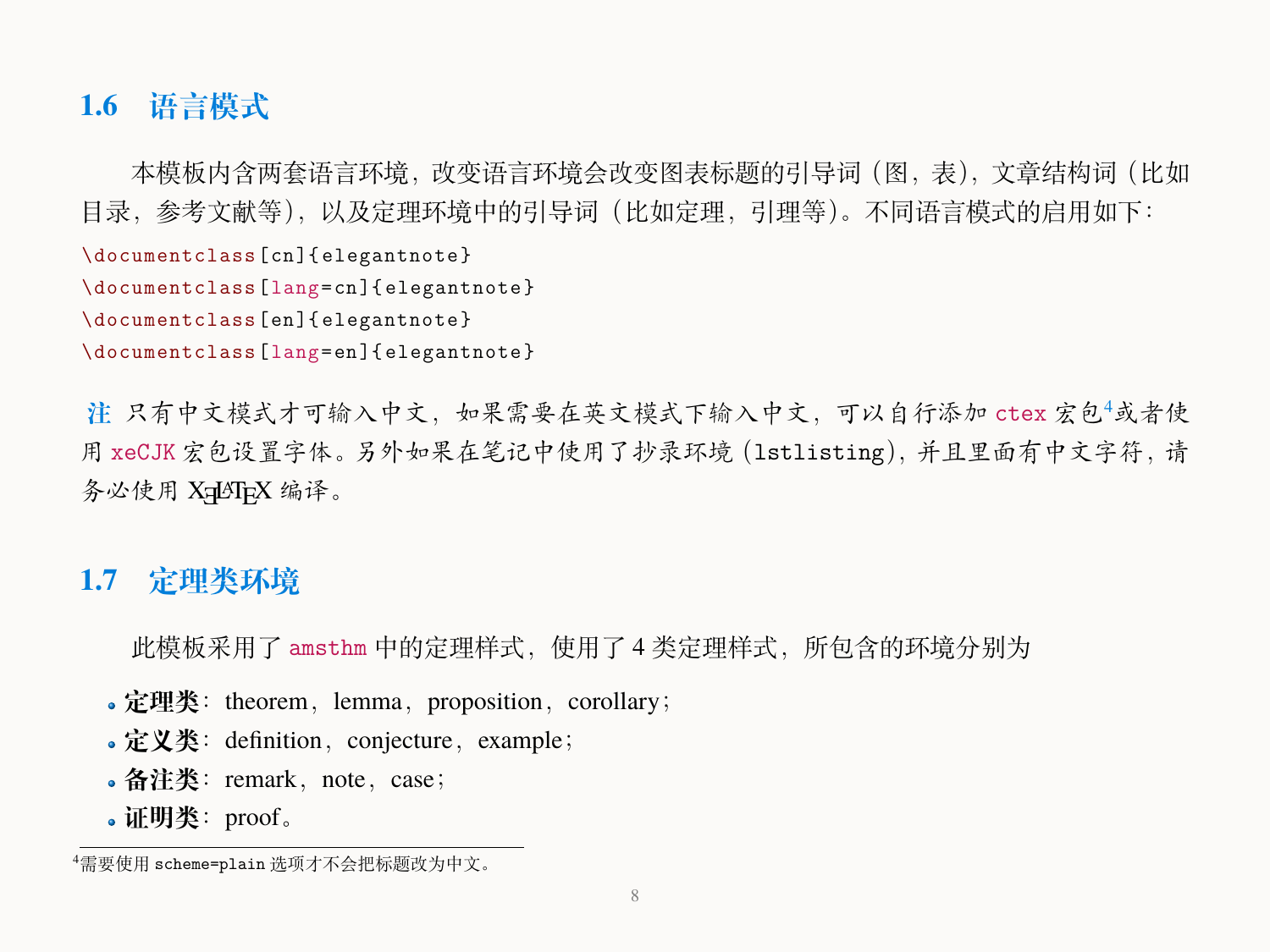## 1.6 语言模式

本模板内含两套语言环境，改变语言环境会改变图表标题的引导词（图，表），文章结构词（比如目录，参考文献等），以及定理环境中的引导词（比如定理，引理等）。不同语言模式的启用如下：

```
\documentclass[cn]{elegantnote}
\documentclass[lang=cn]{elegantnote}
\documentclass[en]{elegantnote}
\documentclass[lang=en]{elegantnote}
```

**注** 只有中文模式才可输入中文，如果需要在英文模式下输入中文，可以自行添加 `ctex` 宏包[4]或者使用 `xeCJK` 宏包设置字体。另外如果在笔记中使用了抄录环境（`lstlisting`），并且里面有中文字符，请务必使用 XeLaTeX 编译。

## 1.7 定理类环境

此模板采用了 `amsthm` 中的定理样式，使用了 4 类定理样式，所包含的环境分别为

- **定理类**：theorem，lemma，proposition，corollary；
- **定义类**：definition，conjecture，example；
- **备注类**：remark，note，case；
- **证明类**：proof。

[4]需要使用 `scheme=plain` 选项才不会把标题改为中文。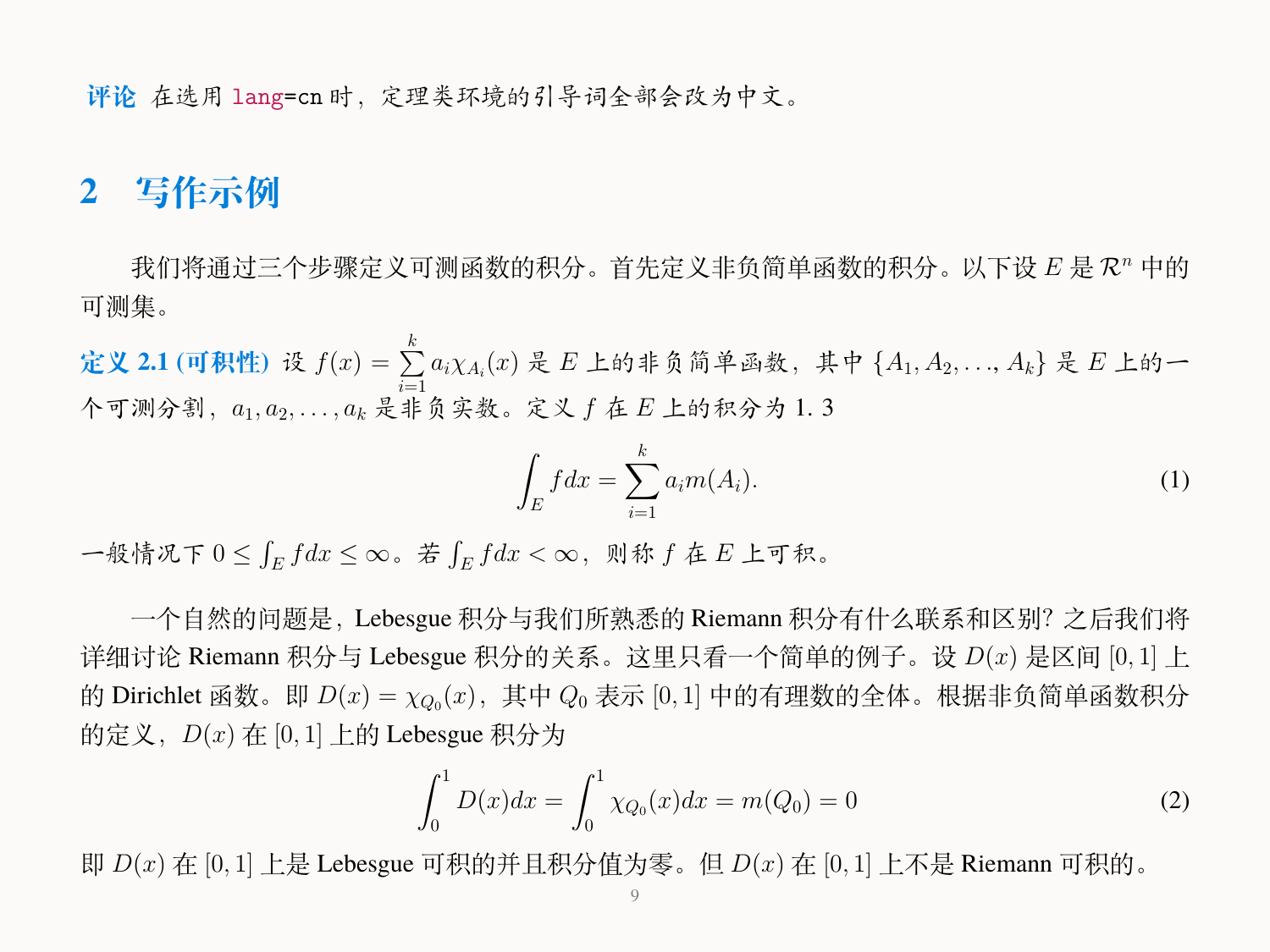**评论** 在选用 `lang=cn` 时，定理类环境的引导词全部会改为中文。

## 2 写作示例

我们将通过三个步骤定义可测函数的积分。首先定义非负简单函数的积分。以下设 $E$ 是 $\mathcal{R}^n$ 中的可测集。

**定义 2.1 (可积性)** 设 $f(x) = \sum_{i=1}^{k} a_i \chi_{A_i}(x)$ 是 $E$ 上的非负简单函数，其中 $\{A_1, A_2, \ldots, A_k\}$ 是 $E$ 上的一个可测分割，$a_1, a_2, \ldots, a_k$ 是非负实数。定义 $f$ 在 $E$ 上的积分为 1. 3

$$\int_E f dx = \sum_{i=1}^{k} a_i m(A_i). \tag{1}$$

一般情况下 $0 \leq \int_E f dx \leq \infty$。若 $\int_E f dx < \infty$，则称 $f$ 在 $E$ 上可积。

一个自然的问题是，Lebesgue 积分与我们所熟悉的 Riemann 积分有什么联系和区别? 之后我们将详细讨论 Riemann 积分与 Lebesgue 积分的关系。这里只看一个简单的例子。设 $D(x)$ 是区间 $[0,1]$ 上的 Dirichlet 函数。即 $D(x) = \chi_{Q_0}(x)$，其中 $Q_0$ 表示 $[0,1]$ 中的有理数的全体。根据非负简单函数积分的定义，$D(x)$ 在 $[0,1]$ 上的 Lebesgue 积分为

$$\int_0^1 D(x) dx = \int_0^1 \chi_{Q_0}(x) dx = m(Q_0) = 0 \tag{2}$$

即 $D(x)$ 在 $[0,1]$ 上是 Lebesgue 可积的并且积分值为零。但 $D(x)$ 在 $[0,1]$ 上不是 Riemann 可积的。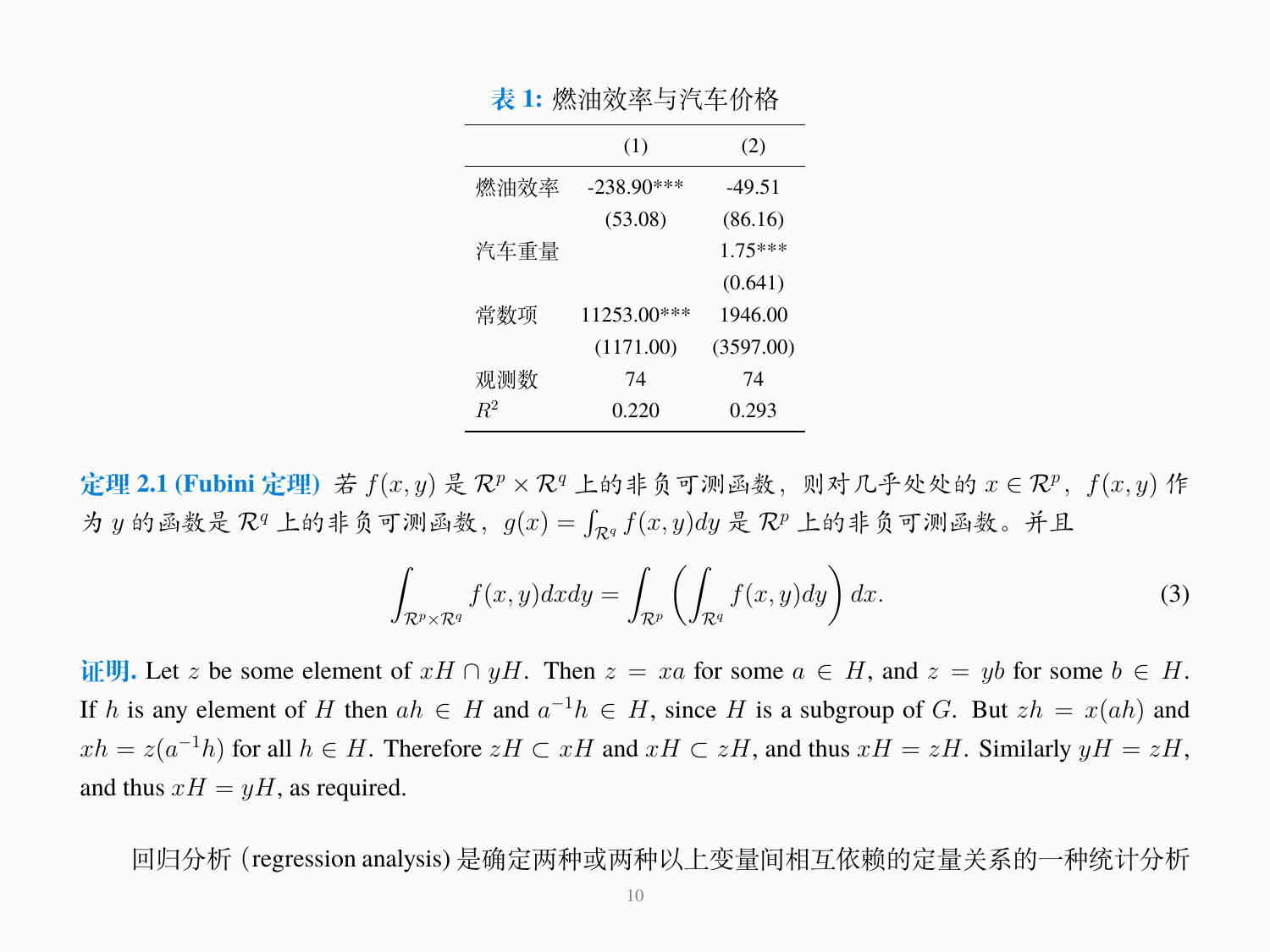**表 1:** 燃油效率与汽车价格

| | (1) | (2) |
|---|---|---|
| 燃油效率 | -238.90*** | -49.51 |
| | (53.08) | (86.16) |
| 汽车重量 | | 1.75*** |
| | | (0.641) |
| 常数项 | 11253.00*** | 1946.00 |
| | (1171.00) | (3597.00) |
| 观测数 | 74 | 74 |
| $R^2$ | 0.220 | 0.293 |

**定理 2.1 (Fubini 定理)** 若 $f(x, y)$ 是 $\mathcal{R}^p \times \mathcal{R}^q$ 上的非负可测函数，则对几乎处处的 $x \in \mathcal{R}^p$，$f(x, y)$ 作为 $y$ 的函数是 $\mathcal{R}^q$ 上的非负可测函数，$g(x) = \int_{\mathcal{R}^q} f(x, y)dy$ 是 $\mathcal{R}^p$ 上的非负可测函数。并且

$$\int_{\mathcal{R}^p \times \mathcal{R}^q} f(x, y)dxdy = \int_{\mathcal{R}^p} \left( \int_{\mathcal{R}^q} f(x, y)dy \right) dx. \tag{3}$$

**证明.** Let $z$ be some element of $xH \cap yH$. Then $z = xa$ for some $a \in H$, and $z = yb$ for some $b \in H$. If $h$ is any element of $H$ then $ah \in H$ and $a^{-1}h \in H$, since $H$ is a subgroup of $G$. But $zh = x(ah)$ and $xh = z(a^{-1}h)$ for all $h \in H$. Therefore $zH \subset xH$ and $xH \subset zH$, and thus $xH = zH$. Similarly $yH = zH$, and thus $xH = yH$, as required.

回归分析 (regression analysis) 是确定两种或两种以上变量间相互依赖的定量关系的一种统计分析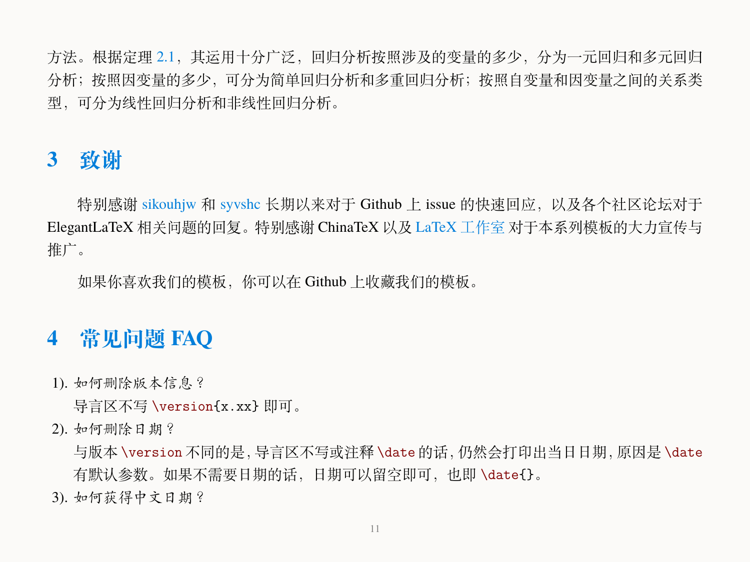方法。根据定理 2.1，其运用十分广泛，回归分析按照涉及的变量的多少，分为一元回归和多元回归分析；按照因变量的多少，可分为简单回归分析和多重回归分析；按照自变量和因变量之间的关系类型，可分为线性回归分析和非线性回归分析。

# 3 致谢

特别感谢 sikouhjw 和 syvshc 长期以来对于 Github 上 issue 的快速回应，以及各个社区论坛对于 ElegantLaTeX 相关问题的回复。特别感谢 ChinaTeX 以及 LaTeX 工作室 对于本系列模板的大力宣传与推广。

如果你喜欢我们的模板，你可以在 Github 上收藏我们的模板。

# 4 常见问题 FAQ

1). 如何删除版本信息？

   导言区不写 `\version{x.xx}` 即可。

2). 如何删除日期？

   与版本 `\version` 不同的是，导言区不写或注释 `\date` 的话，仍然会打印出当日日期，原因是 `\date` 有默认参数。如果不需要日期的话，日期可以留空即可，也即 `\date{}`。

3). 如何获得中文日期？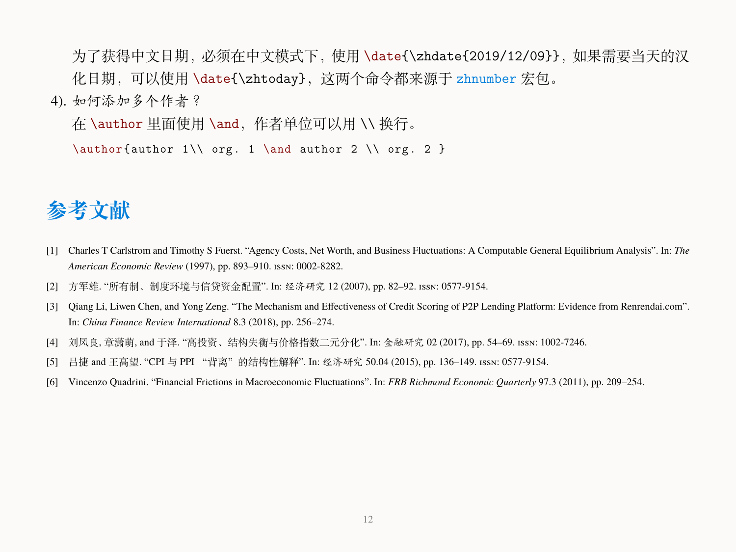为了获得中文日期，必须在中文模式下，使用 `\date{\zhdate{2019/12/09}}`，如果需要当天的汉化日期，可以使用 `\date{\zhtoday}`，这两个命令都来源于 zhnumber 宏包。

4). 如何添加多个作者？

在 `\author` 里面使用 `\and`，作者单位可以用 `\\` 换行。

```
\author{author 1\\ org. 1 \and author 2 \\ org. 2 }
```

# 参考文献

[1] Charles T Carlstrom and Timothy S Fuerst. "Agency Costs, Net Worth, and Business Fluctuations: A Computable General Equilibrium Analysis". In: *The American Economic Review* (1997), pp. 893–910. ISSN: 0002-8282.

[2] 方军雄. "所有制、制度环境与信贷资金配置". In: 经济研究 12 (2007), pp. 82–92. ISSN: 0577-9154.

[3] Qiang Li, Liwen Chen, and Yong Zeng. "The Mechanism and Effectiveness of Credit Scoring of P2P Lending Platform: Evidence from Renrendai.com". In: *China Finance Review International* 8.3 (2018), pp. 256–274.

[4] 刘凤良, 章潇萌, and 于泽. "高投资、结构失衡与价格指数二元分化". In: 金融研究 02 (2017), pp. 54–69. ISSN: 1002-7246.

[5] 吕捷 and 王高望. "CPI 与 PPI "背离"的结构性解释". In: 经济研究 50.04 (2015), pp. 136–149. ISSN: 0577-9154.

[6] Vincenzo Quadrini. "Financial Frictions in Macroeconomic Fluctuations". In: *FRB Richmond Economic Quarterly* 97.3 (2011), pp. 209–254.